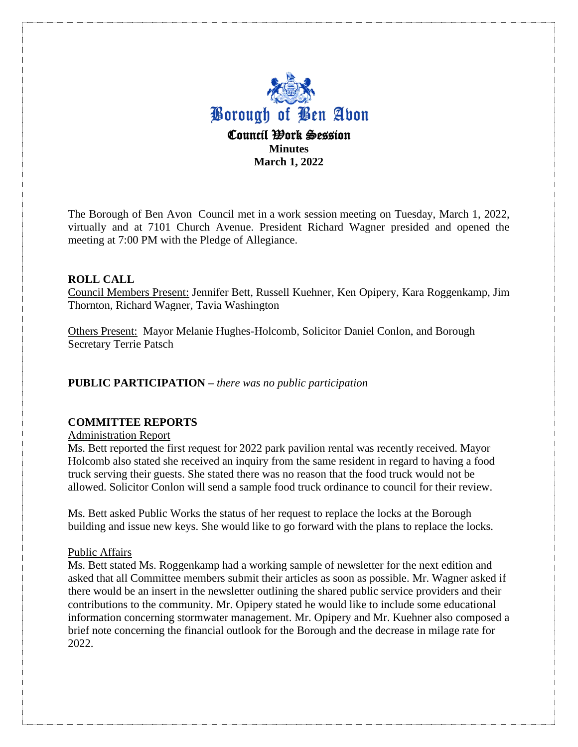# Borough of Ben Avon

## Council Work Session

**Minutes**

**March 1, 2022**

The Borough of Ben Avon Council met in a work session meeting on Tuesday, March 1, 2022, virtually and at 7101 Church Avenue. President Richard Wagner presided and opened the meeting at 7:00 PM with the Pledge of Allegiance.

### ROLL CALL

Council Members Present: Jennifer Bett, Russell Kuehner, Ken Opipery, Kara Roggenkamp, Jim Thornton, Richard Wagner, Tavia Washington

Others Present: Mayor Melanie Hughes-Holcomb, Solicitor Daniel Conlon, and Borough Secretary Terrie Patsch

**PUBLIC PARTICIPATION –** *there was no public participation*

### COMMITTEE REPORTS

Administration Report

Ms. Bett reported the first request for 2022 park pavilion rental was recently received. Mayor Holcomb also stated she received an inquiry from the same resident in regard to having a food truck serving their guests. She stated there was no reason that the food truck would not be allowed. Solicitor Conlon will send a sample food truck ordinance to council for their review.

Ms. Bett asked Public Works the status of her request to replace the locks at the Borough building and issue new keys. She would like to go forward with the plans to replace the locks.

Public Affairs

Ms. Bett stated Ms. Roggenkamp had a working sample of newsletter for the next edition and asked that all Committee members submit their articles as soon as possible. Mr. Wagner asked if there would be an insert in the newsletter outlining the shared public service providers and their contributions to the community. Mr. Opipery stated he would like to include some educational information concerning stormwater management. Mr. Opipery and Mr. Kuehner also composed a brief note concerning the financial outlook for the Borough and the decrease in milage rate for 2022.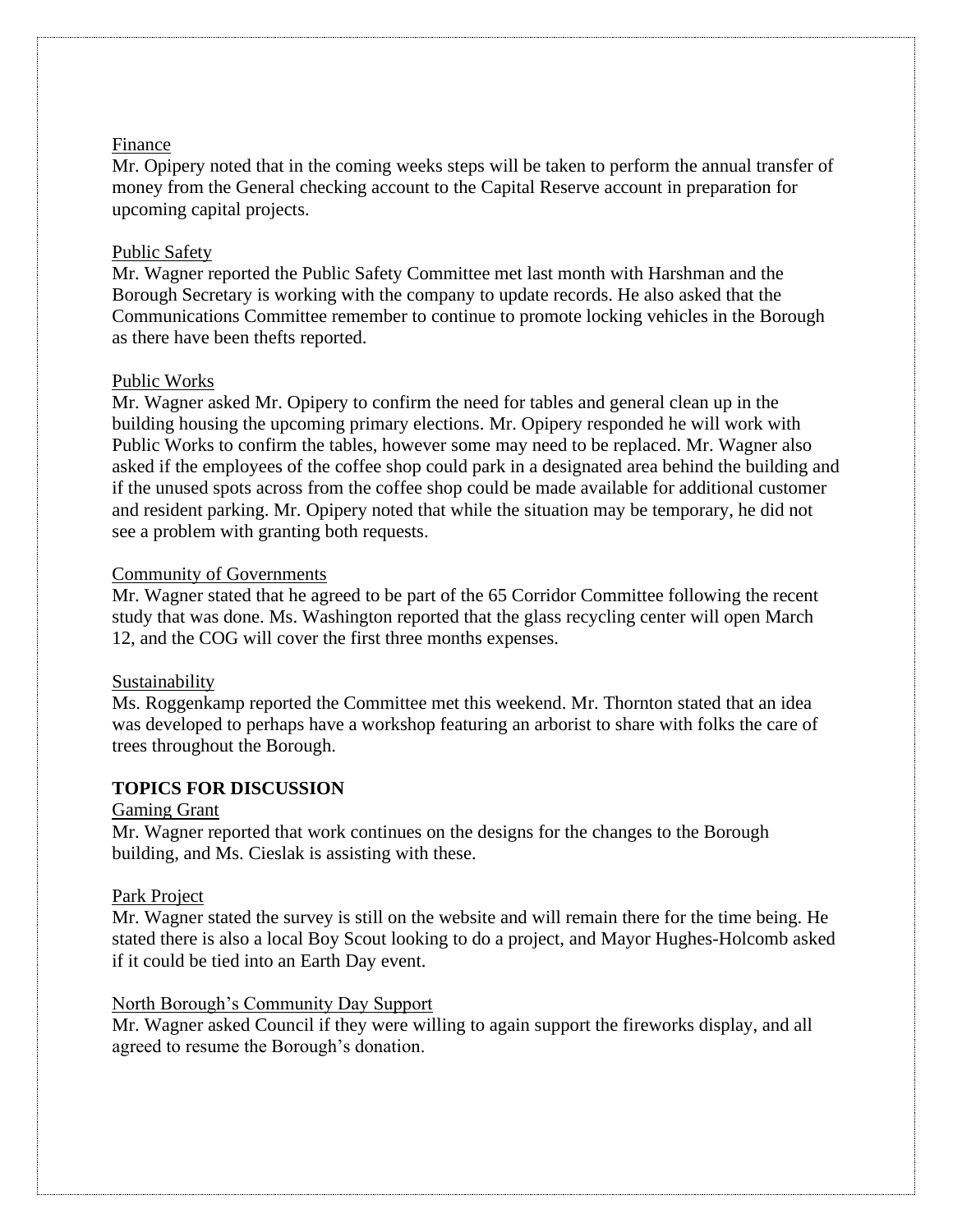Finance

Mr. Opipery noted that in the coming weeks steps will be taken to perform the annual transfer of money from the General checking account to the Capital Reserve account in preparation for upcoming capital projects.

Public Safety

Mr. Wagner reported the Public Safety Committee met last month with Harshman and the Borough Secretary is working with the company to update records. He also asked that the Communications Committee remember to continue to promote locking vehicles in the Borough as there have been thefts reported.

Public Works

Mr. Wagner asked Mr. Opipery to confirm the need for tables and general clean up in the building housing the upcoming primary elections. Mr. Opipery responded he will work with Public Works to confirm the tables, however some may need to be replaced. Mr. Wagner also asked if the employees of the coffee shop could park in a designated area behind the building and if the unused spots across from the coffee shop could be made available for additional customer and resident parking. Mr. Opipery noted that while the situation may be temporary, he did not see a problem with granting both requests.

Community of Governments

Mr. Wagner stated that he agreed to be part of the 65 Corridor Committee following the recent study that was done. Ms. Washington reported that the glass recycling center will open March 12, and the COG will cover the first three months expenses.

Sustainability

Ms. Roggenkamp reported the Committee met this weekend. Mr. Thornton stated that an idea was developed to perhaps have a workshop featuring an arborist to share with folks the care of trees throughout the Borough.

## TOPICS FOR DISCUSSION

Gaming Grant

Mr. Wagner reported that work continues on the designs for the changes to the Borough building, and Ms. Cieslak is assisting with these.

Park Project

Mr. Wagner stated the survey is still on the website and will remain there for the time being. He stated there is also a local Boy Scout looking to do a project, and Mayor Hughes-Holcomb asked if it could be tied into an Earth Day event.

North Borough's Community Day Support

Mr. Wagner asked Council if they were willing to again support the fireworks display, and all agreed to resume the Borough's donation.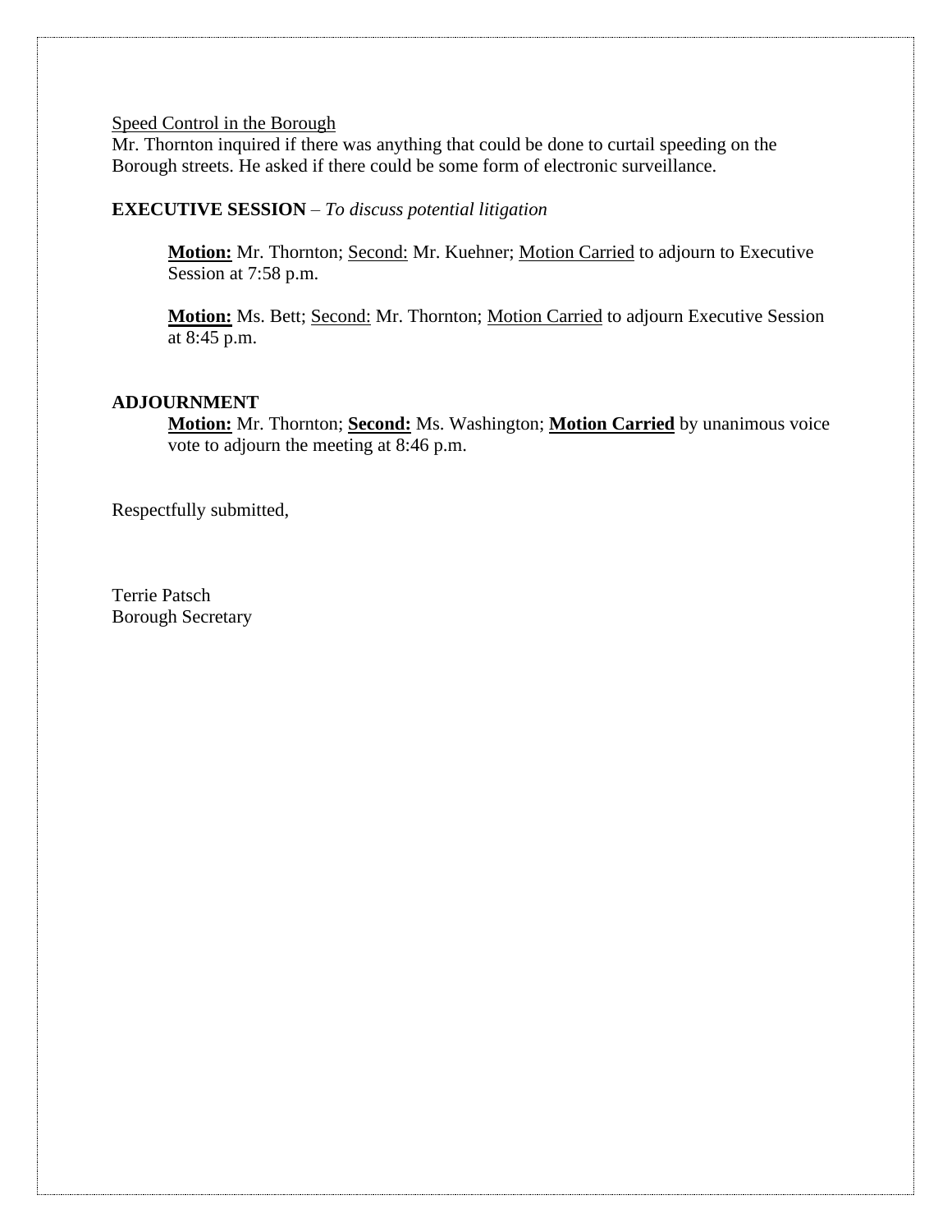Speed Control in the Borough

Mr. Thornton inquired if there was anything that could be done to curtail speeding on the Borough streets. He asked if there could be some form of electronic surveillance.

**EXECUTIVE SESSION** – *To discuss potential litigation*

**Motion:** Mr. Thornton; Second: Mr. Kuehner; Motion Carried to adjourn to Executive Session at 7:58 p.m.

**Motion:** Ms. Bett; Second: Mr. Thornton; Motion Carried to adjourn Executive Session at 8:45 p.m.

**ADJOURNMENT**

**Motion:** Mr. Thornton; **Second:** Ms. Washington; **Motion Carried** by unanimous voice vote to adjourn the meeting at 8:46 p.m.

Respectfully submitted,

Terrie Patsch
Borough Secretary